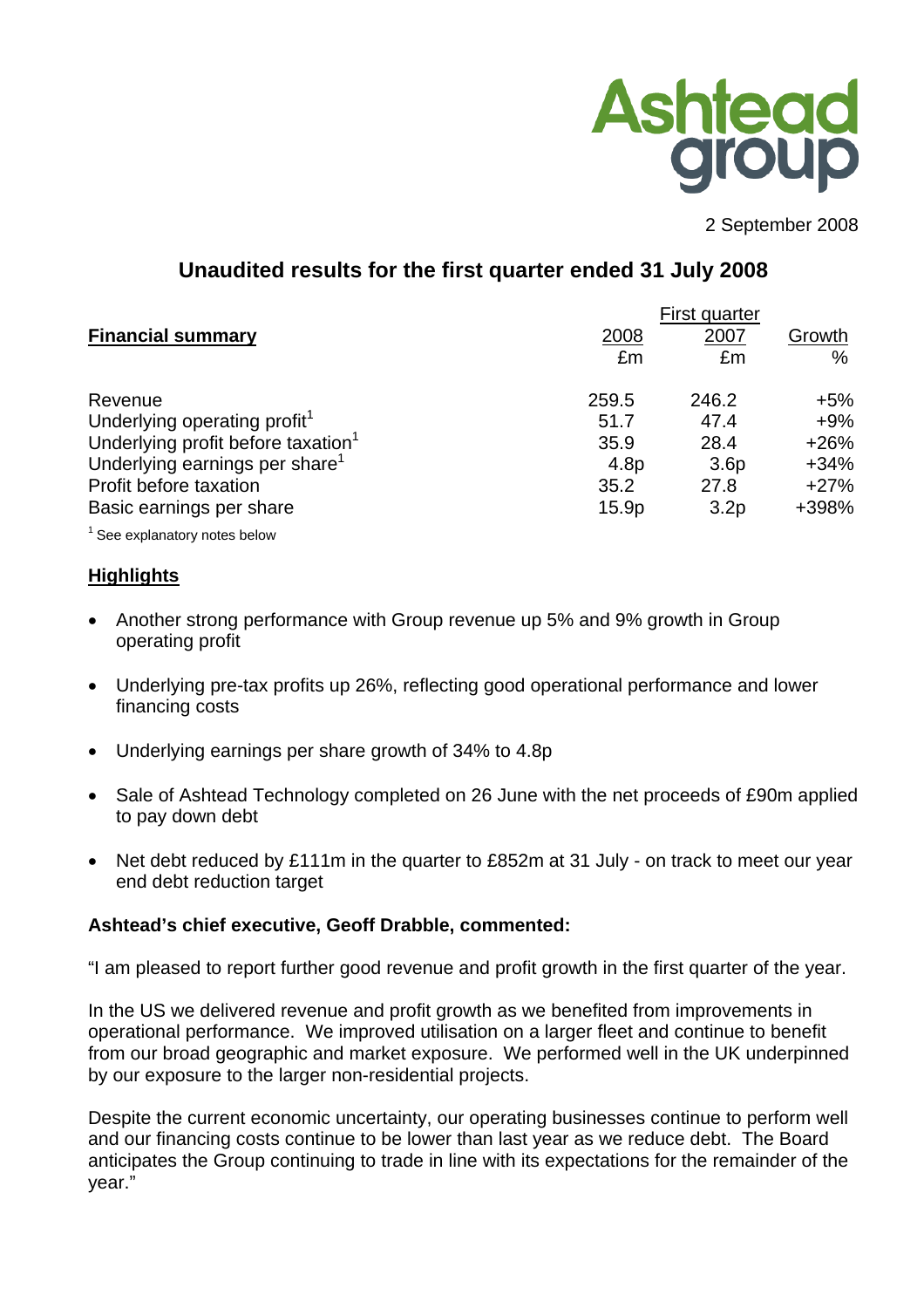Ashtead group

2 September 2008

# Unaudited results for the first quarter ended 31 July 2008

| **Financial summary** | First quarter | | |
|---|---|---|---|
| | 2008 | 2007 | Growth |
| | £m | £m | % |
| Revenue | 259.5 | 246.2 | +5% |
| Underlying operating profit[1] | 51.7 | 47.4 | +9% |
| Underlying profit before taxation[1] | 35.9 | 28.4 | +26% |
| Underlying earnings per share[1] | 4.8p | 3.6p | +34% |
| Profit before taxation | 35.2 | 27.8 | +27% |
| Basic earnings per share | 15.9p | 3.2p | +398% |

[1] See explanatory notes below

## Highlights

- Another strong performance with Group revenue up 5% and 9% growth in Group operating profit
- Underlying pre-tax profits up 26%, reflecting good operational performance and lower financing costs
- Underlying earnings per share growth of 34% to 4.8p
- Sale of Ashtead Technology completed on 26 June with the net proceeds of £90m applied to pay down debt
- Net debt reduced by £111m in the quarter to £852m at 31 July - on track to meet our year end debt reduction target

**Ashtead's chief executive, Geoff Drabble, commented:**

"I am pleased to report further good revenue and profit growth in the first quarter of the year.

In the US we delivered revenue and profit growth as we benefited from improvements in operational performance. We improved utilisation on a larger fleet and continue to benefit from our broad geographic and market exposure. We performed well in the UK underpinned by our exposure to the larger non-residential projects.

Despite the current economic uncertainty, our operating businesses continue to perform well and our financing costs continue to be lower than last year as we reduce debt. The Board anticipates the Group continuing to trade in line with its expectations for the remainder of the year."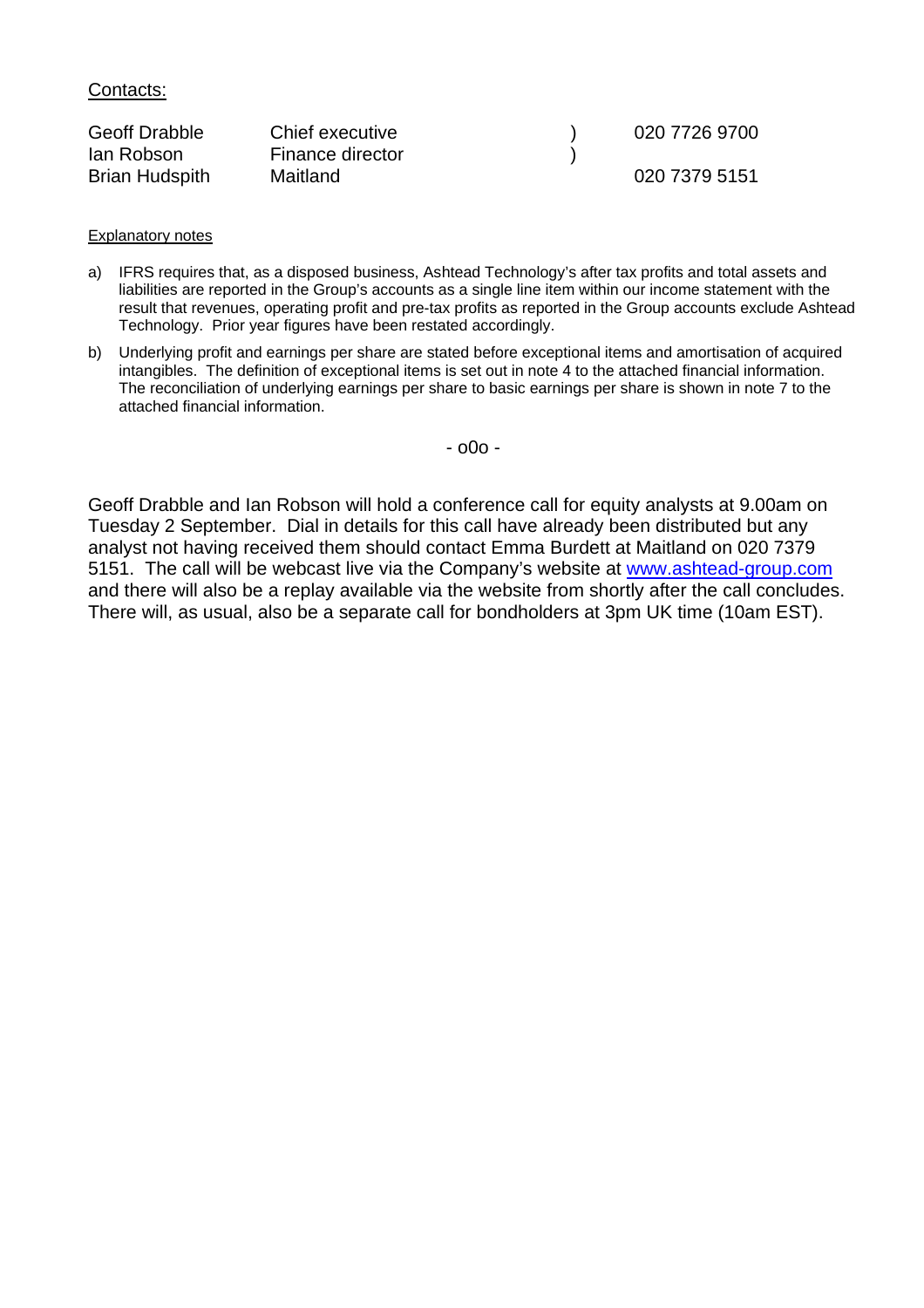Contacts:

| | | | |
|---|---|---|---|
| Geoff Drabble | Chief executive | ) | 020 7726 9700 |
| Ian Robson | Finance director | ) | |
| Brian Hudspith | Maitland | | 020 7379 5151 |

Explanatory notes

a) IFRS requires that, as a disposed business, Ashtead Technology's after tax profits and total assets and liabilities are reported in the Group's accounts as a single line item within our income statement with the result that revenues, operating profit and pre-tax profits as reported in the Group accounts exclude Ashtead Technology. Prior year figures have been restated accordingly.

b) Underlying profit and earnings per share are stated before exceptional items and amortisation of acquired intangibles. The definition of exceptional items is set out in note 4 to the attached financial information. The reconciliation of underlying earnings per share to basic earnings per share is shown in note 7 to the attached financial information.

- o0o -

Geoff Drabble and Ian Robson will hold a conference call for equity analysts at 9.00am on Tuesday 2 September. Dial in details for this call have already been distributed but any analyst not having received them should contact Emma Burdett at Maitland on 020 7379 5151. The call will be webcast live via the Company's website at www.ashtead-group.com and there will also be a replay available via the website from shortly after the call concludes. There will, as usual, also be a separate call for bondholders at 3pm UK time (10am EST).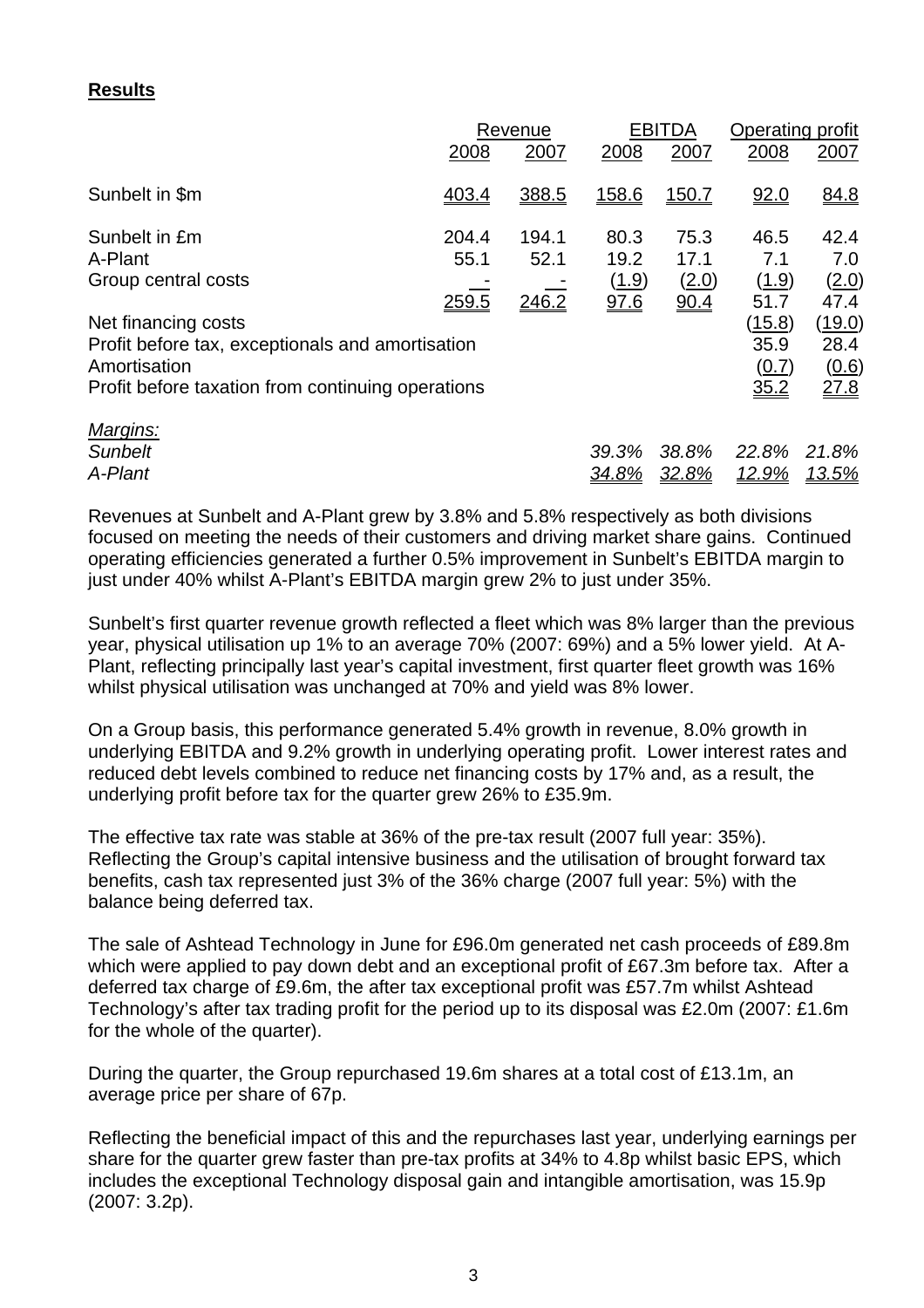**Results**

| | Revenue | | EBITDA | | Operating profit | |
|---|---|---|---|---|---|---|
| | 2008 | 2007 | 2008 | 2007 | 2008 | 2007 |
| Sunbelt in $m | 403.4 | 388.5 | 158.6 | 150.7 | 92.0 | 84.8 |
| Sunbelt in £m | 204.4 | 194.1 | 80.3 | 75.3 | 46.5 | 42.4 |
| A-Plant | 55.1 | 52.1 | 19.2 | 17.1 | 7.1 | 7.0 |
| Group central costs | - | - | (1.9) | (2.0) | (1.9) | (2.0) |
| | 259.5 | 246.2 | 97.6 | 90.4 | 51.7 | 47.4 |
| Net financing costs | | | | | (15.8) | (19.0) |
| Profit before tax, exceptionals and amortisation | | | | | 35.9 | 28.4 |
| Amortisation | | | | | (0.7) | (0.6) |
| Profit before taxation from continuing operations | | | | | 35.2 | 27.8 |
| *Margins:* | | | | | | |
| *Sunbelt* | | | *39.3%* | *38.8%* | *22.8%* | *21.8%* |
| *A-Plant* | | | *34.8%* | *32.8%* | *12.9%* | *13.5%* |

Revenues at Sunbelt and A-Plant grew by 3.8% and 5.8% respectively as both divisions focused on meeting the needs of their customers and driving market share gains. Continued operating efficiencies generated a further 0.5% improvement in Sunbelt's EBITDA margin to just under 40% whilst A-Plant's EBITDA margin grew 2% to just under 35%.

Sunbelt's first quarter revenue growth reflected a fleet which was 8% larger than the previous year, physical utilisation up 1% to an average 70% (2007: 69%) and a 5% lower yield. At A-Plant, reflecting principally last year's capital investment, first quarter fleet growth was 16% whilst physical utilisation was unchanged at 70% and yield was 8% lower.

On a Group basis, this performance generated 5.4% growth in revenue, 8.0% growth in underlying EBITDA and 9.2% growth in underlying operating profit. Lower interest rates and reduced debt levels combined to reduce net financing costs by 17% and, as a result, the underlying profit before tax for the quarter grew 26% to £35.9m.

The effective tax rate was stable at 36% of the pre-tax result (2007 full year: 35%). Reflecting the Group's capital intensive business and the utilisation of brought forward tax benefits, cash tax represented just 3% of the 36% charge (2007 full year: 5%) with the balance being deferred tax.

The sale of Ashtead Technology in June for £96.0m generated net cash proceeds of £89.8m which were applied to pay down debt and an exceptional profit of £67.3m before tax. After a deferred tax charge of £9.6m, the after tax exceptional profit was £57.7m whilst Ashtead Technology's after tax trading profit for the period up to its disposal was £2.0m (2007: £1.6m for the whole of the quarter).

During the quarter, the Group repurchased 19.6m shares at a total cost of £13.1m, an average price per share of 67p.

Reflecting the beneficial impact of this and the repurchases last year, underlying earnings per share for the quarter grew faster than pre-tax profits at 34% to 4.8p whilst basic EPS, which includes the exceptional Technology disposal gain and intangible amortisation, was 15.9p (2007: 3.2p).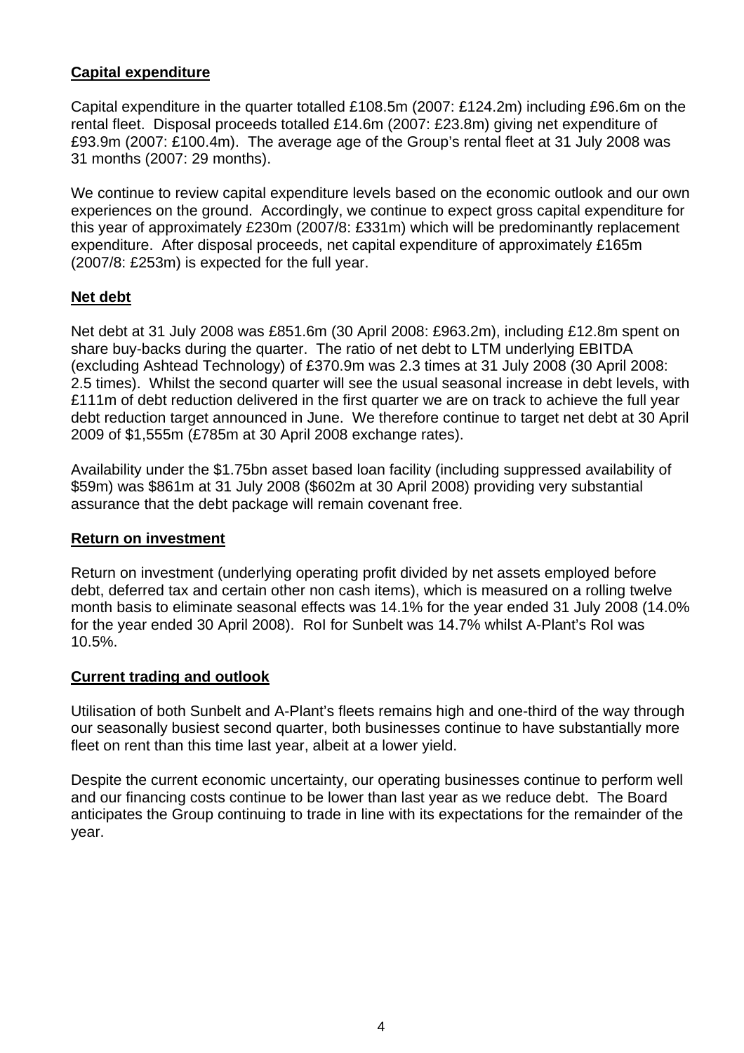## **Capital expenditure**

Capital expenditure in the quarter totalled £108.5m (2007: £124.2m) including £96.6m on the rental fleet. Disposal proceeds totalled £14.6m (2007: £23.8m) giving net expenditure of £93.9m (2007: £100.4m). The average age of the Group's rental fleet at 31 July 2008 was 31 months (2007: 29 months).

We continue to review capital expenditure levels based on the economic outlook and our own experiences on the ground. Accordingly, we continue to expect gross capital expenditure for this year of approximately £230m (2007/8: £331m) which will be predominantly replacement expenditure. After disposal proceeds, net capital expenditure of approximately £165m (2007/8: £253m) is expected for the full year.

## **Net debt**

Net debt at 31 July 2008 was £851.6m (30 April 2008: £963.2m), including £12.8m spent on share buy-backs during the quarter. The ratio of net debt to LTM underlying EBITDA (excluding Ashtead Technology) of £370.9m was 2.3 times at 31 July 2008 (30 April 2008: 2.5 times). Whilst the second quarter will see the usual seasonal increase in debt levels, with £111m of debt reduction delivered in the first quarter we are on track to achieve the full year debt reduction target announced in June. We therefore continue to target net debt at 30 April 2009 of $1,555m (£785m at 30 April 2008 exchange rates).

Availability under the $1.75bn asset based loan facility (including suppressed availability of $59m) was $861m at 31 July 2008 ($602m at 30 April 2008) providing very substantial assurance that the debt package will remain covenant free.

## **Return on investment**

Return on investment (underlying operating profit divided by net assets employed before debt, deferred tax and certain other non cash items), which is measured on a rolling twelve month basis to eliminate seasonal effects was 14.1% for the year ended 31 July 2008 (14.0% for the year ended 30 April 2008). RoI for Sunbelt was 14.7% whilst A-Plant's RoI was 10.5%.

## **Current trading and outlook**

Utilisation of both Sunbelt and A-Plant's fleets remains high and one-third of the way through our seasonally busiest second quarter, both businesses continue to have substantially more fleet on rent than this time last year, albeit at a lower yield.

Despite the current economic uncertainty, our operating businesses continue to perform well and our financing costs continue to be lower than last year as we reduce debt. The Board anticipates the Group continuing to trade in line with its expectations for the remainder of the year.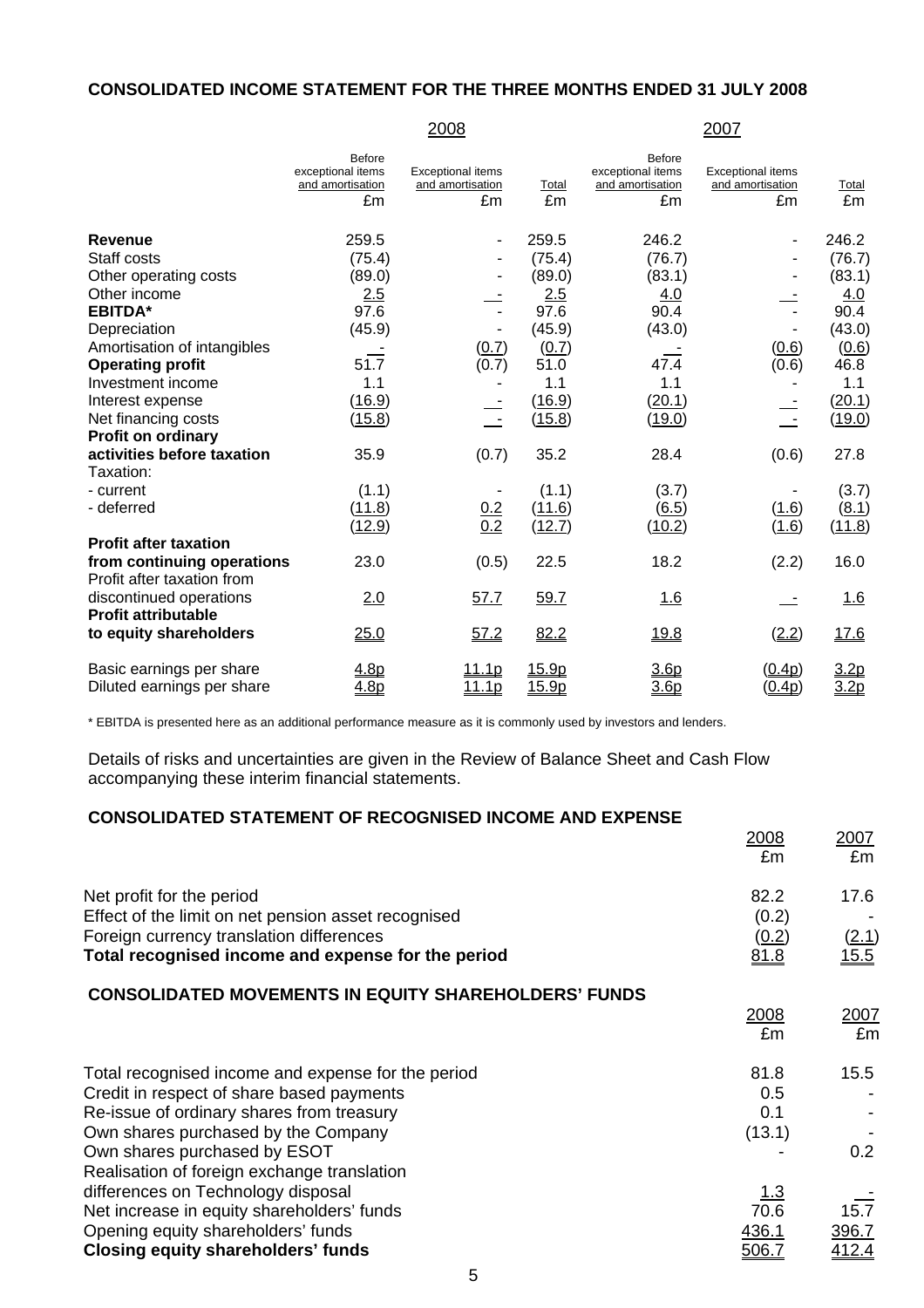## CONSOLIDATED INCOME STATEMENT FOR THE THREE MONTHS ENDED 31 JULY 2008

| | 2008 | | | 2007 | | |
|---|---|---|---|---|---|---|
| | Before exceptional items and amortisation £m | Exceptional items and amortisation £m | Total £m | Before exceptional items and amortisation £m | Exceptional items and amortisation £m | Total £m |
| **Revenue** | 259.5 | - | 259.5 | 246.2 | - | 246.2 |
| Staff costs | (75.4) | - | (75.4) | (76.7) | - | (76.7) |
| Other operating costs | (89.0) | - | (89.0) | (83.1) | - | (83.1) |
| Other income | 2.5 | - | 2.5 | 4.0 | - | 4.0 |
| **EBITDA*** | 97.6 | - | 97.6 | 90.4 | - | 90.4 |
| Depreciation | (45.9) | - | (45.9) | (43.0) | - | (43.0) |
| Amortisation of intangibles | - | (0.7) | (0.7) | - | (0.6) | (0.6) |
| **Operating profit** | 51.7 | (0.7) | 51.0 | 47.4 | (0.6) | 46.8 |
| Investment income | 1.1 | - | 1.1 | 1.1 | - | 1.1 |
| Interest expense | (16.9) | - | (16.9) | (20.1) | - | (20.1) |
| Net financing costs | (15.8) | - | (15.8) | (19.0) | - | (19.0) |
| **Profit on ordinary activities before taxation** | 35.9 | (0.7) | 35.2 | 28.4 | (0.6) | 27.8 |
| Taxation: | | | | | | |
| - current | (1.1) | - | (1.1) | (3.7) | - | (3.7) |
| - deferred | (11.8) | 0.2 | (11.6) | (6.5) | (1.6) | (8.1) |
| | (12.9) | 0.2 | (12.7) | (10.2) | (1.6) | (11.8) |
| **Profit after taxation from continuing operations** | 23.0 | (0.5) | 22.5 | 18.2 | (2.2) | 16.0 |
| Profit after taxation from discontinued operations | 2.0 | 57.7 | 59.7 | 1.6 | - | 1.6 |
| **Profit attributable to equity shareholders** | 25.0 | 57.2 | 82.2 | 19.8 | (2.2) | 17.6 |
| Basic earnings per share | 4.8p | 11.1p | 15.9p | 3.6p | (0.4p) | 3.2p |
| Diluted earnings per share | 4.8p | 11.1p | 15.9p | 3.6p | (0.4p) | 3.2p |

* EBITDA is presented here as an additional performance measure as it is commonly used by investors and lenders.

Details of risks and uncertainties are given in the Review of Balance Sheet and Cash Flow accompanying these interim financial statements.

## CONSOLIDATED STATEMENT OF RECOGNISED INCOME AND EXPENSE

| | 2008 £m | 2007 £m |
|---|---|---|
| Net profit for the period | 82.2 | 17.6 |
| Effect of the limit on net pension asset recognised | (0.2) | - |
| Foreign currency translation differences | (0.2) | (2.1) |
| **Total recognised income and expense for the period** | 81.8 | 15.5 |

## CONSOLIDATED MOVEMENTS IN EQUITY SHAREHOLDERS' FUNDS

| | 2008 £m | 2007 £m |
|---|---|---|
| Total recognised income and expense for the period | 81.8 | 15.5 |
| Credit in respect of share based payments | 0.5 | - |
| Re-issue of ordinary shares from treasury | 0.1 | - |
| Own shares purchased by the Company | (13.1) | - |
| Own shares purchased by ESOT | - | 0.2 |
| Realisation of foreign exchange translation differences on Technology disposal | 1.3 | - |
| Net increase in equity shareholders' funds | 70.6 | 15.7 |
| Opening equity shareholders' funds | 436.1 | 396.7 |
| **Closing equity shareholders' funds** | 506.7 | 412.4 |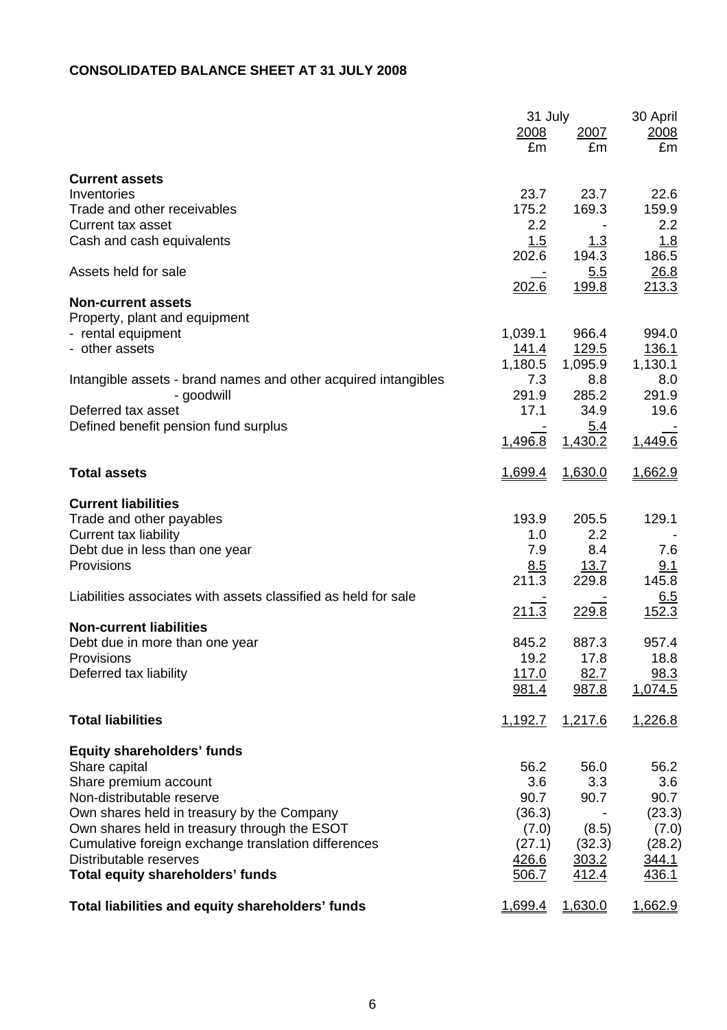**CONSOLIDATED BALANCE SHEET AT 31 JULY 2008**

| | 31 July 2008 | 31 July 2007 | 30 April 2008 |
|---|---|---|---|
| | £m | £m | £m |
| **Current assets** | | | |
| Inventories | 23.7 | 23.7 | 22.6 |
| Trade and other receivables | 175.2 | 169.3 | 159.9 |
| Current tax asset | 2.2 | - | 2.2 |
| Cash and cash equivalents | 1.5 | 1.3 | 1.8 |
| | 202.6 | 194.3 | 186.5 |
| Assets held for sale | - | 5.5 | 26.8 |
| | 202.6 | 199.8 | 213.3 |
| **Non-current assets** | | | |
| Property, plant and equipment | | | |
| - rental equipment | 1,039.1 | 966.4 | 994.0 |
| - other assets | 141.4 | 129.5 | 136.1 |
| | 1,180.5 | 1,095.9 | 1,130.1 |
| Intangible assets - brand names and other acquired intangibles | 7.3 | 8.8 | 8.0 |
| - goodwill | 291.9 | 285.2 | 291.9 |
| Deferred tax asset | 17.1 | 34.9 | 19.6 |
| Defined benefit pension fund surplus | - | 5.4 | - |
| | 1,496.8 | 1,430.2 | 1,449.6 |
| **Total assets** | 1,699.4 | 1,630.0 | 1,662.9 |
| **Current liabilities** | | | |
| Trade and other payables | 193.9 | 205.5 | 129.1 |
| Current tax liability | 1.0 | 2.2 | - |
| Debt due in less than one year | 7.9 | 8.4 | 7.6 |
| Provisions | 8.5 | 13.7 | 9.1 |
| | 211.3 | 229.8 | 145.8 |
| Liabilities associates with assets classified as held for sale | - | - | 6.5 |
| | 211.3 | 229.8 | 152.3 |
| **Non-current liabilities** | | | |
| Debt due in more than one year | 845.2 | 887.3 | 957.4 |
| Provisions | 19.2 | 17.8 | 18.8 |
| Deferred tax liability | 117.0 | 82.7 | 98.3 |
| | 981.4 | 987.8 | 1,074.5 |
| **Total liabilities** | 1,192.7 | 1,217.6 | 1,226.8 |
| **Equity shareholders' funds** | | | |
| Share capital | 56.2 | 56.0 | 56.2 |
| Share premium account | 3.6 | 3.3 | 3.6 |
| Non-distributable reserve | 90.7 | 90.7 | 90.7 |
| Own shares held in treasury by the Company | (36.3) | - | (23.3) |
| Own shares held in treasury through the ESOT | (7.0) | (8.5) | (7.0) |
| Cumulative foreign exchange translation differences | (27.1) | (32.3) | (28.2) |
| Distributable reserves | 426.6 | 303.2 | 344.1 |
| **Total equity shareholders' funds** | 506.7 | 412.4 | 436.1 |
| **Total liabilities and equity shareholders' funds** | 1,699.4 | 1,630.0 | 1,662.9 |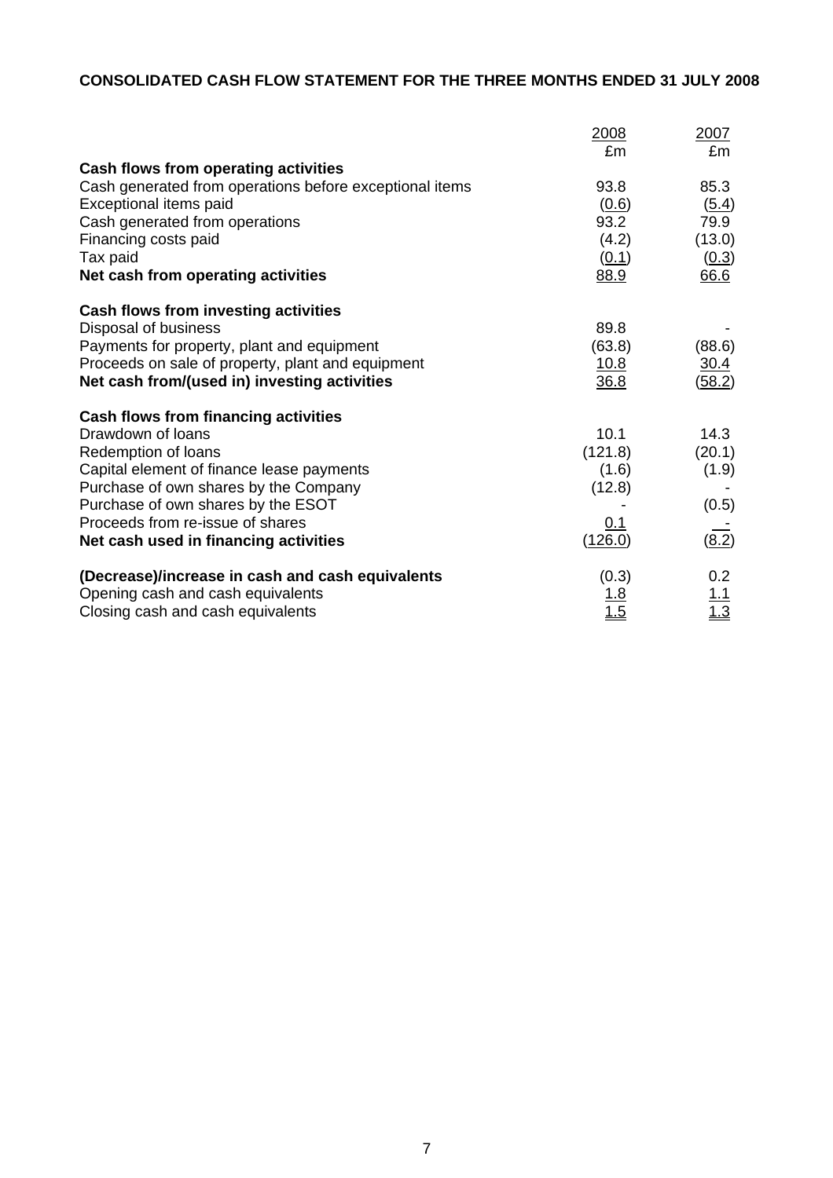**CONSOLIDATED CASH FLOW STATEMENT FOR THE THREE MONTHS ENDED 31 JULY 2008**

| | 2008 £m | 2007 £m |
|---|---|---|
| **Cash flows from operating activities** | | |
| Cash generated from operations before exceptional items | 93.8 | 85.3 |
| Exceptional items paid | (0.6) | (5.4) |
| Cash generated from operations | 93.2 | 79.9 |
| Financing costs paid | (4.2) | (13.0) |
| Tax paid | (0.1) | (0.3) |
| **Net cash from operating activities** | 88.9 | 66.6 |
| | | |
| **Cash flows from investing activities** | | |
| Disposal of business | 89.8 | - |
| Payments for property, plant and equipment | (63.8) | (88.6) |
| Proceeds on sale of property, plant and equipment | 10.8 | 30.4 |
| **Net cash from/(used in) investing activities** | 36.8 | (58.2) |
| | | |
| **Cash flows from financing activities** | | |
| Drawdown of loans | 10.1 | 14.3 |
| Redemption of loans | (121.8) | (20.1) |
| Capital element of finance lease payments | (1.6) | (1.9) |
| Purchase of own shares by the Company | (12.8) | - |
| Purchase of own shares by the ESOT | - | (0.5) |
| Proceeds from re-issue of shares | 0.1 | - |
| **Net cash used in financing activities** | (126.0) | (8.2) |
| | | |
| **(Decrease)/increase in cash and cash equivalents** | (0.3) | 0.2 |
| Opening cash and cash equivalents | 1.8 | 1.1 |
| Closing cash and cash equivalents | 1.5 | 1.3 |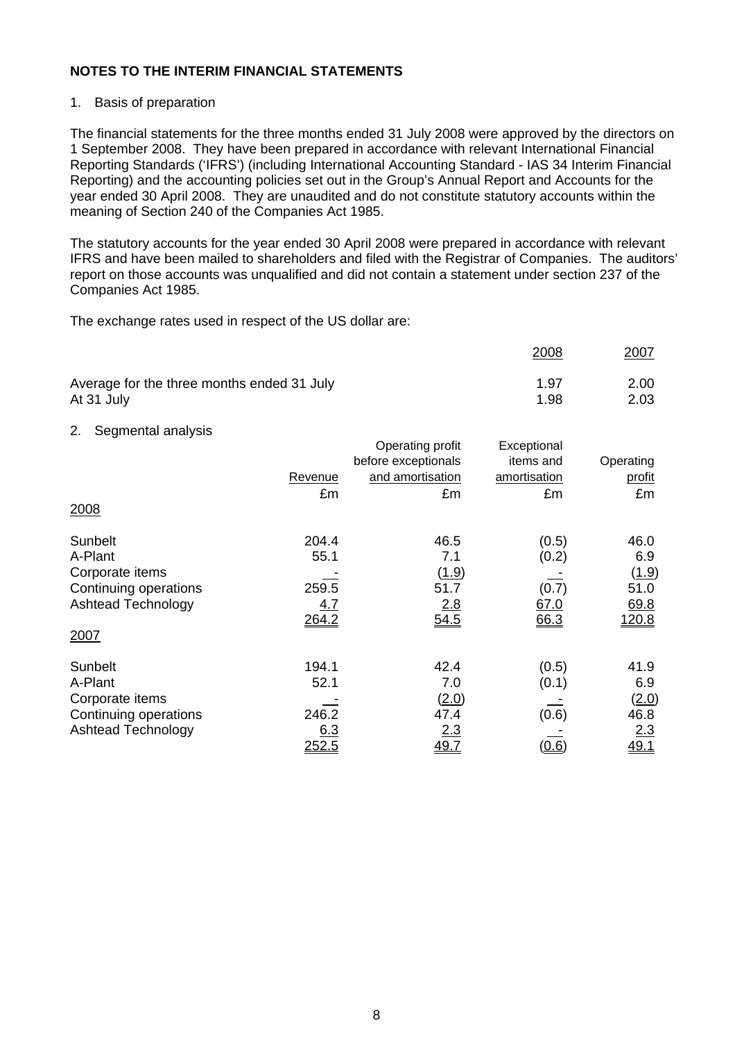## NOTES TO THE INTERIM FINANCIAL STATEMENTS

1. Basis of preparation

The financial statements for the three months ended 31 July 2008 were approved by the directors on 1 September 2008. They have been prepared in accordance with relevant International Financial Reporting Standards ('IFRS') (including International Accounting Standard - IAS 34 Interim Financial Reporting) and the accounting policies set out in the Group's Annual Report and Accounts for the year ended 30 April 2008. They are unaudited and do not constitute statutory accounts within the meaning of Section 240 of the Companies Act 1985.

The statutory accounts for the year ended 30 April 2008 were prepared in accordance with relevant IFRS and have been mailed to shareholders and filed with the Registrar of Companies. The auditors' report on those accounts was unqualified and did not contain a statement under section 237 of the Companies Act 1985.

The exchange rates used in respect of the US dollar are:

| | 2008 | 2007 |
|---|---|---|
| Average for the three months ended 31 July | 1.97 | 2.00 |
| At 31 July | 1.98 | 2.03 |

2. Segmental analysis

| | Revenue | Operating profit before exceptionals and amortisation | Exceptional items and amortisation | Operating profit |
|---|---|---|---|---|
| | £m | £m | £m | £m |
| **2008** | | | | |
| Sunbelt | 204.4 | 46.5 | (0.5) | 46.0 |
| A-Plant | 55.1 | 7.1 | (0.2) | 6.9 |
| Corporate items | - | (1.9) | - | (1.9) |
| Continuing operations | 259.5 | 51.7 | (0.7) | 51.0 |
| Ashtead Technology | 4.7 | 2.8 | 67.0 | 69.8 |
| | 264.2 | 54.5 | 66.3 | 120.8 |
| **2007** | | | | |
| Sunbelt | 194.1 | 42.4 | (0.5) | 41.9 |
| A-Plant | 52.1 | 7.0 | (0.1) | 6.9 |
| Corporate items | - | (2.0) | - | (2.0) |
| Continuing operations | 246.2 | 47.4 | (0.6) | 46.8 |
| Ashtead Technology | 6.3 | 2.3 | - | 2.3 |
| | 252.5 | 49.7 | (0.6) | 49.1 |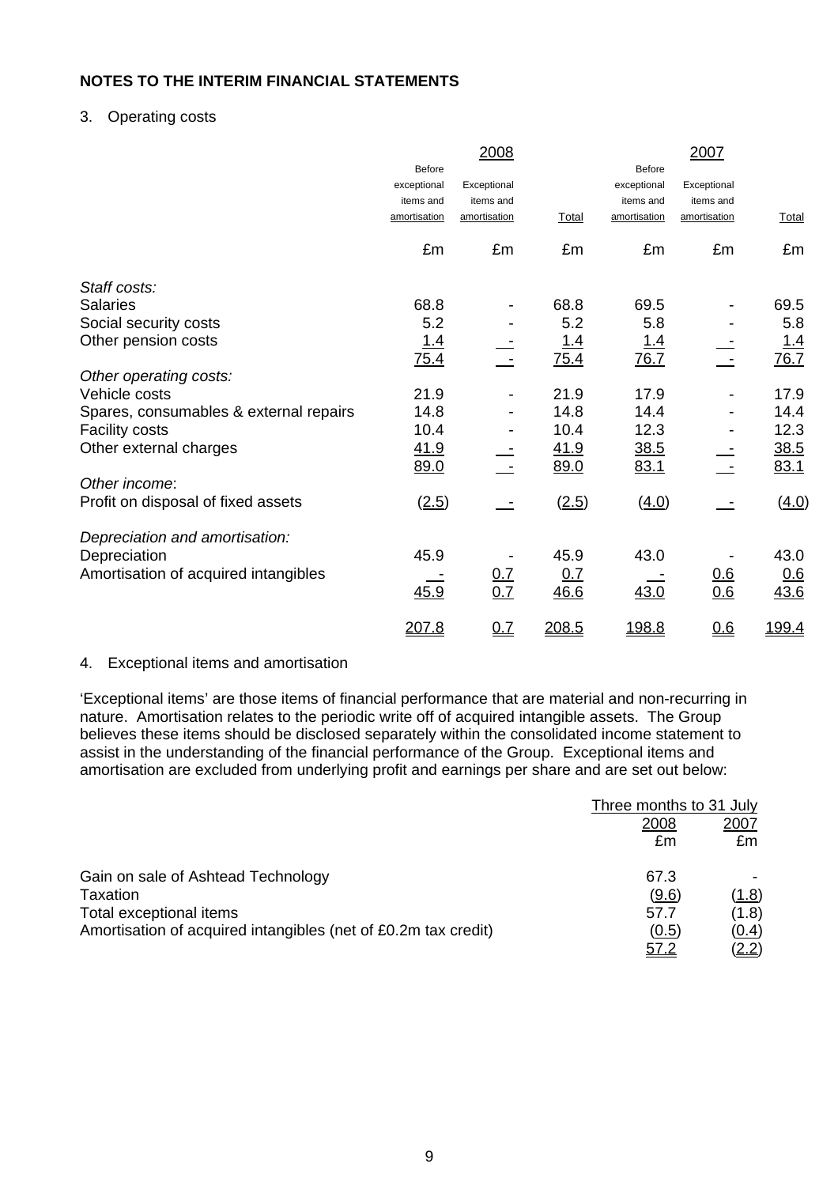## NOTES TO THE INTERIM FINANCIAL STATEMENTS

3. Operating costs

| | 2008 | | | 2007 | | |
|---|---|---|---|---|---|---|
| | Before exceptional items and amortisation | Exceptional items and amortisation | Total | Before exceptional items and amortisation | Exceptional items and amortisation | Total |
| | £m | £m | £m | £m | £m | £m |
| *Staff costs:* | | | | | | |
| Salaries | 68.8 | - | 68.8 | 69.5 | - | 69.5 |
| Social security costs | 5.2 | - | 5.2 | 5.8 | - | 5.8 |
| Other pension costs | 1.4 | - | 1.4 | 1.4 | - | 1.4 |
| | 75.4 | - | 75.4 | 76.7 | - | 76.7 |
| *Other operating costs:* | | | | | | |
| Vehicle costs | 21.9 | - | 21.9 | 17.9 | - | 17.9 |
| Spares, consumables & external repairs | 14.8 | - | 14.8 | 14.4 | - | 14.4 |
| Facility costs | 10.4 | - | 10.4 | 12.3 | - | 12.3 |
| Other external charges | 41.9 | - | 41.9 | 38.5 | - | 38.5 |
| | 89.0 | - | 89.0 | 83.1 | - | 83.1 |
| *Other income*: | | | | | | |
| Profit on disposal of fixed assets | (2.5) | - | (2.5) | (4.0) | - | (4.0) |
| *Depreciation and amortisation:* | | | | | | |
| Depreciation | 45.9 | - | 45.9 | 43.0 | - | 43.0 |
| Amortisation of acquired intangibles | - | 0.7 | 0.7 | - | 0.6 | 0.6 |
| | 45.9 | 0.7 | 46.6 | 43.0 | 0.6 | 43.6 |
| | 207.8 | 0.7 | 208.5 | 198.8 | 0.6 | 199.4 |

4. Exceptional items and amortisation

'Exceptional items' are those items of financial performance that are material and non-recurring in nature. Amortisation relates to the periodic write off of acquired intangible assets. The Group believes these items should be disclosed separately within the consolidated income statement to assist in the understanding of the financial performance of the Group. Exceptional items and amortisation are excluded from underlying profit and earnings per share and are set out below:

| | Three months to 31 July | |
|---|---|---|
| | 2008 | 2007 |
| | £m | £m |
| Gain on sale of Ashtead Technology | 67.3 | - |
| Taxation | (9.6) | (1.8) |
| Total exceptional items | 57.7 | (1.8) |
| Amortisation of acquired intangibles (net of £0.2m tax credit) | (0.5) | (0.4) |
| | 57.2 | (2.2) |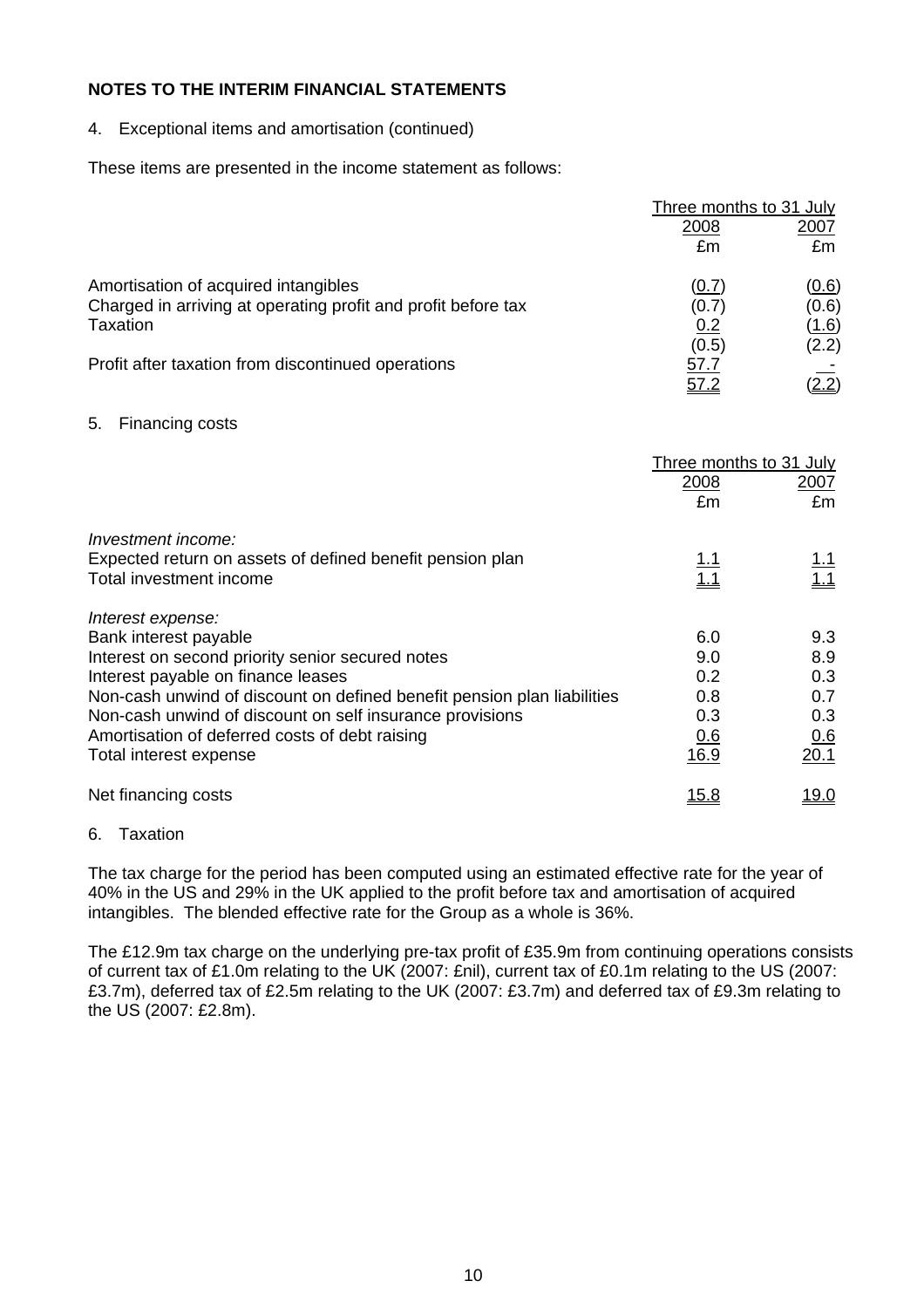## NOTES TO THE INTERIM FINANCIAL STATEMENTS

4. Exceptional items and amortisation (continued)

These items are presented in the income statement as follows:

| | Three months to 31 July | |
|---|---|---|
| | 2008 | 2007 |
| | £m | £m |
| Amortisation of acquired intangibles | (0.7) | (0.6) |
| Charged in arriving at operating profit and profit before tax | (0.7) | (0.6) |
| Taxation | 0.2 | (1.6) |
| | (0.5) | (2.2) |
| Profit after taxation from discontinued operations | 57.7 | - |
| | 57.2 | (2.2) |

5. Financing costs

| | Three months to 31 July | |
|---|---|---|
| | 2008 | 2007 |
| | £m | £m |
| *Investment income:* | | |
| Expected return on assets of defined benefit pension plan | 1.1 | 1.1 |
| Total investment income | 1.1 | 1.1 |
| *Interest expense:* | | |
| Bank interest payable | 6.0 | 9.3 |
| Interest on second priority senior secured notes | 9.0 | 8.9 |
| Interest payable on finance leases | 0.2 | 0.3 |
| Non-cash unwind of discount on defined benefit pension plan liabilities | 0.8 | 0.7 |
| Non-cash unwind of discount on self insurance provisions | 0.3 | 0.3 |
| Amortisation of deferred costs of debt raising | 0.6 | 0.6 |
| Total interest expense | 16.9 | 20.1 |
| Net financing costs | 15.8 | 19.0 |

6. Taxation

The tax charge for the period has been computed using an estimated effective rate for the year of 40% in the US and 29% in the UK applied to the profit before tax and amortisation of acquired intangibles. The blended effective rate for the Group as a whole is 36%.

The £12.9m tax charge on the underlying pre-tax profit of £35.9m from continuing operations consists of current tax of £1.0m relating to the UK (2007: £nil), current tax of £0.1m relating to the US (2007: £3.7m), deferred tax of £2.5m relating to the UK (2007: £3.7m) and deferred tax of £9.3m relating to the US (2007: £2.8m).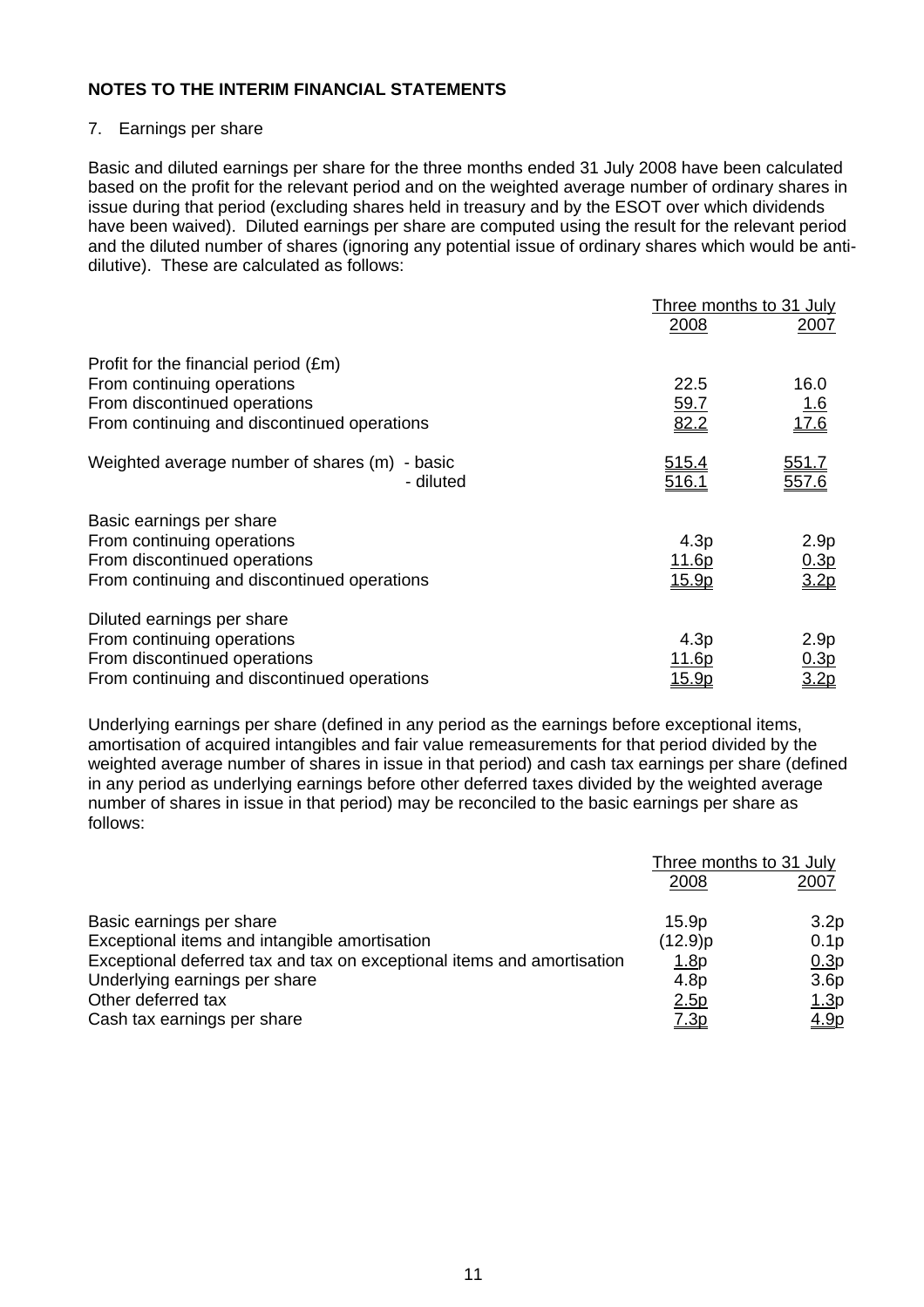## NOTES TO THE INTERIM FINANCIAL STATEMENTS

7. Earnings per share

Basic and diluted earnings per share for the three months ended 31 July 2008 have been calculated based on the profit for the relevant period and on the weighted average number of ordinary shares in issue during that period (excluding shares held in treasury and by the ESOT over which dividends have been waived). Diluted earnings per share are computed using the result for the relevant period and the diluted number of shares (ignoring any potential issue of ordinary shares which would be anti-dilutive). These are calculated as follows:

| | Three months to 31 July | |
|---|---|---|
| | 2008 | 2007 |
| **Profit for the financial period (£m)** | | |
| From continuing operations | 22.5 | 16.0 |
| From discontinued operations | 59.7 | 1.6 |
| From continuing and discontinued operations | 82.2 | 17.6 |
| Weighted average number of shares (m) - basic | 515.4 | 551.7 |
| - diluted | 516.1 | 557.6 |
| **Basic earnings per share** | | |
| From continuing operations | 4.3p | 2.9p |
| From discontinued operations | 11.6p | 0.3p |
| From continuing and discontinued operations | 15.9p | 3.2p |
| **Diluted earnings per share** | | |
| From continuing operations | 4.3p | 2.9p |
| From discontinued operations | 11.6p | 0.3p |
| From continuing and discontinued operations | 15.9p | 3.2p |

Underlying earnings per share (defined in any period as the earnings before exceptional items, amortisation of acquired intangibles and fair value remeasurements for that period divided by the weighted average number of shares in issue in that period) and cash tax earnings per share (defined in any period as underlying earnings before other deferred taxes divided by the weighted average number of shares in issue in that period) may be reconciled to the basic earnings per share as follows:

| | Three months to 31 July | |
|---|---|---|
| | 2008 | 2007 |
| Basic earnings per share | 15.9p | 3.2p |
| Exceptional items and intangible amortisation | (12.9)p | 0.1p |
| Exceptional deferred tax and tax on exceptional items and amortisation | 1.8p | 0.3p |
| Underlying earnings per share | 4.8p | 3.6p |
| Other deferred tax | 2.5p | 1.3p |
| Cash tax earnings per share | 7.3p | 4.9p |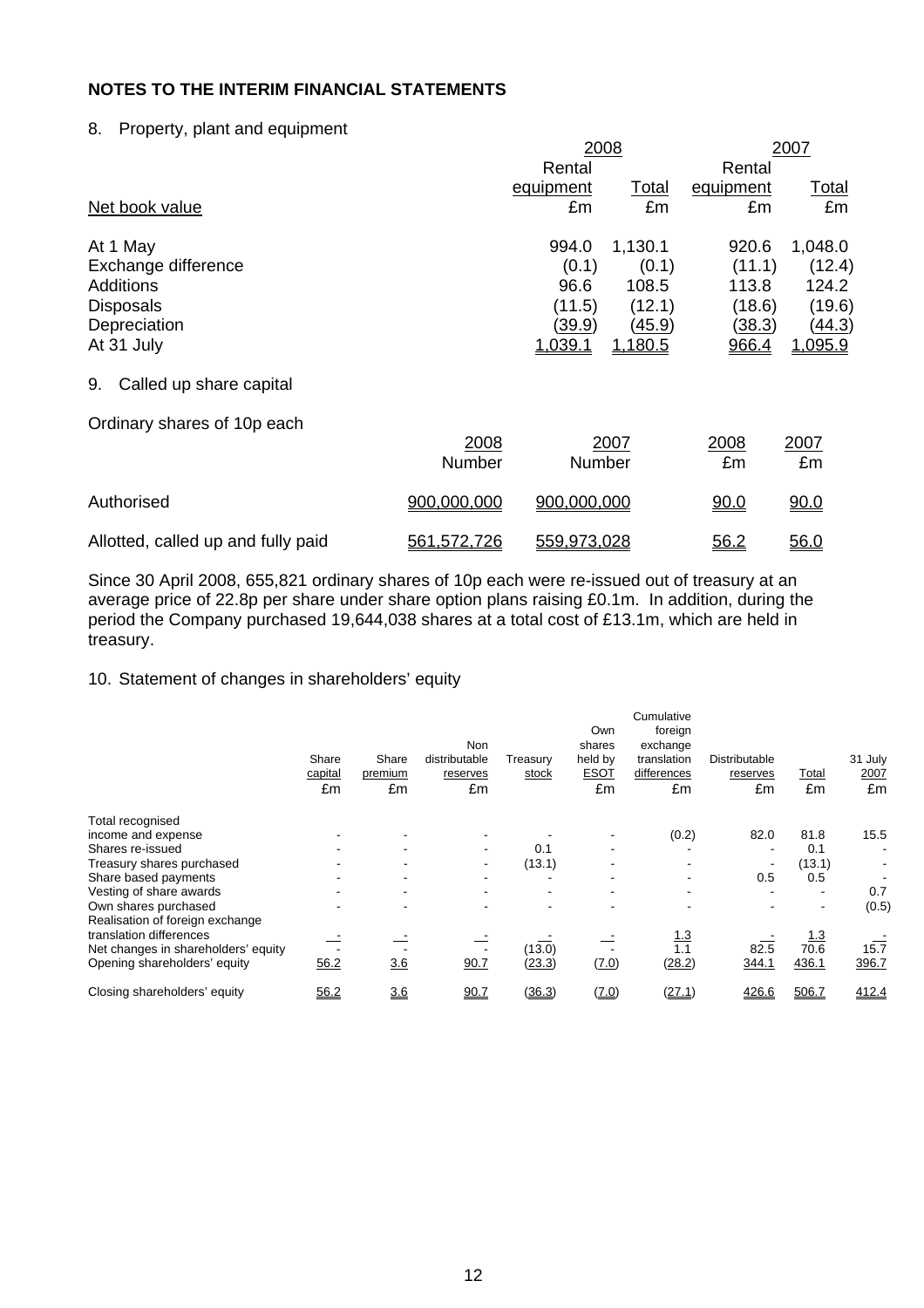## NOTES TO THE INTERIM FINANCIAL STATEMENTS

### 8. Property, plant and equipment

| | 2008 | | 2007 | |
|---|---|---|---|---|
| | Rental equipment | Total | Rental equipment | Total |
| Net book value | £m | £m | £m | £m |
| At 1 May | 994.0 | 1,130.1 | 920.6 | 1,048.0 |
| Exchange difference | (0.1) | (0.1) | (11.1) | (12.4) |
| Additions | 96.6 | 108.5 | 113.8 | 124.2 |
| Disposals | (11.5) | (12.1) | (18.6) | (19.6) |
| Depreciation | (39.9) | (45.9) | (38.3) | (44.3) |
| At 31 July | 1,039.1 | 1,180.5 | 966.4 | 1,095.9 |

### 9. Called up share capital

Ordinary shares of 10p each

| | 2008 Number | 2007 Number | 2008 £m | 2007 £m |
|---|---|---|---|---|
| Authorised | 900,000,000 | 900,000,000 | 90.0 | 90.0 |
| Allotted, called up and fully paid | 561,572,726 | 559,973,028 | 56.2 | 56.0 |

Since 30 April 2008, 655,821 ordinary shares of 10p each were re-issued out of treasury at an average price of 22.8p per share under share option plans raising £0.1m. In addition, during the period the Company purchased 19,644,038 shares at a total cost of £13.1m, which are held in treasury.

### 10. Statement of changes in shareholders' equity

| | Share capital £m | Share premium £m | Non distributable reserves £m | Treasury stock £m | Own shares held by ESOT £m | Cumulative foreign exchange translation differences £m | Distributable reserves £m | Total £m | 31 July 2007 £m |
|---|---|---|---|---|---|---|---|---|---|
| Total recognised income and expense | - | - | - | - | - | (0.2) | 82.0 | 81.8 | 15.5 |
| Shares re-issued | - | - | - | 0.1 | - | - | - | 0.1 | - |
| Treasury shares purchased | - | - | - | (13.1) | - | - | - | (13.1) | - |
| Share based payments | - | - | - | - | - | - | 0.5 | 0.5 | - |
| Vesting of share awards | - | - | - | - | - | - | - | - | 0.7 |
| Own shares purchased | - | - | - | - | - | - | - | - | (0.5) |
| Realisation of foreign exchange translation differences | - | - | - | - | - | 1.3 | - | 1.3 | - |
| Net changes in shareholders' equity | - | - | - | (13.0) | - | 1.1 | 82.5 | 70.6 | 15.7 |
| Opening shareholders' equity | 56.2 | 3.6 | 90.7 | (23.3) | (7.0) | (28.2) | 344.1 | 436.1 | 396.7 |
| Closing shareholders' equity | 56.2 | 3.6 | 90.7 | (36.3) | (7.0) | (27.1) | 426.6 | 506.7 | 412.4 |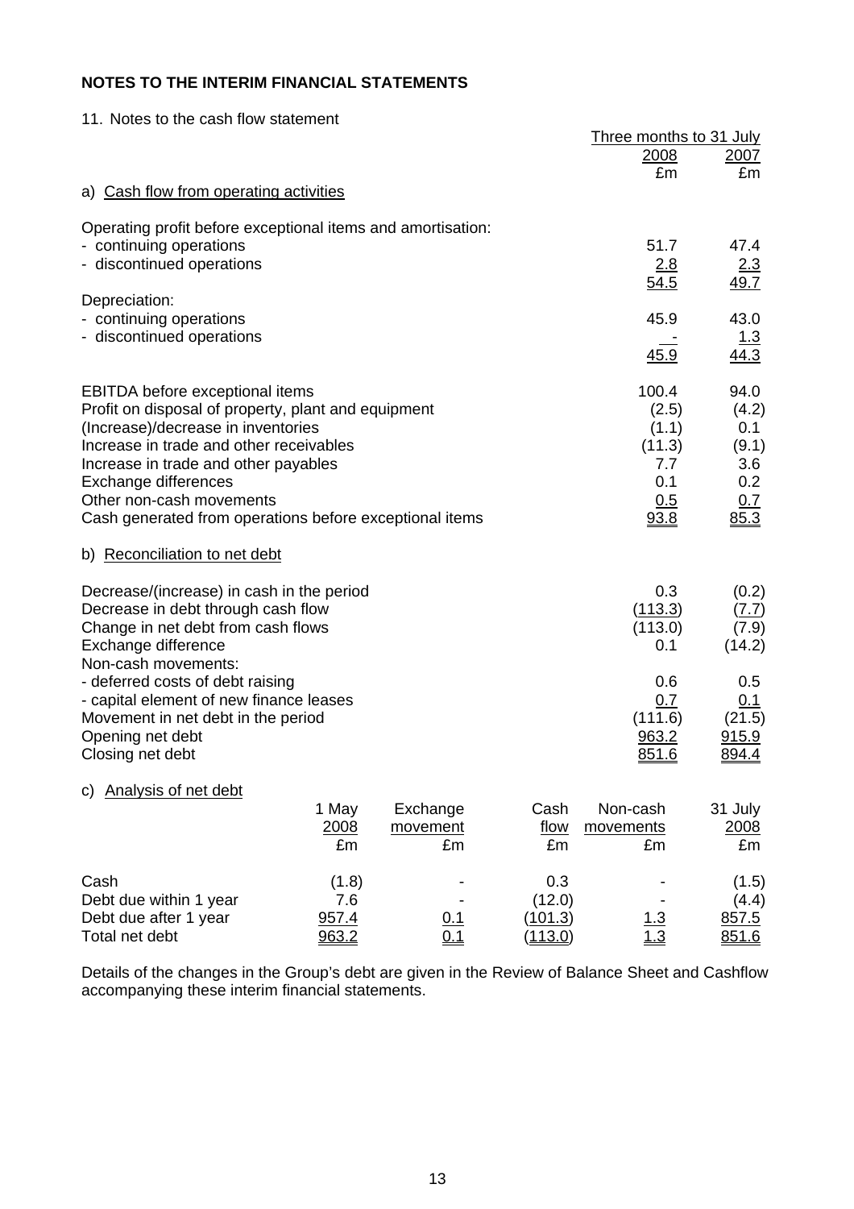**NOTES TO THE INTERIM FINANCIAL STATEMENTS**

11. Notes to the cash flow statement

| | Three months to 31 July 2008 £m | Three months to 31 July 2007 £m |
|---|---|---|
| **a) Cash flow from operating activities** | | |
| Operating profit before exceptional items and amortisation: | | |
| - continuing operations | 51.7 | 47.4 |
| - discontinued operations | 2.8 | 2.3 |
| | 54.5 | 49.7 |
| Depreciation: | | |
| - continuing operations | 45.9 | 43.0 |
| - discontinued operations | - | 1.3 |
| | 45.9 | 44.3 |
| EBITDA before exceptional items | 100.4 | 94.0 |
| Profit on disposal of property, plant and equipment | (2.5) | (4.2) |
| (Increase)/decrease in inventories | (1.1) | 0.1 |
| Increase in trade and other receivables | (11.3) | (9.1) |
| Increase in trade and other payables | 7.7 | 3.6 |
| Exchange differences | 0.1 | 0.2 |
| Other non-cash movements | 0.5 | 0.7 |
| Cash generated from operations before exceptional items | 93.8 | 85.3 |

| | Three months to 31 July 2008 £m | Three months to 31 July 2007 £m |
|---|---|---|
| **b) Reconciliation to net debt** | | |
| Decrease/(increase) in cash in the period | 0.3 | (0.2) |
| Decrease in debt through cash flow | (113.3) | (7.7) |
| Change in net debt from cash flows | (113.0) | (7.9) |
| Exchange difference | 0.1 | (14.2) |
| Non-cash movements: | | |
| - deferred costs of debt raising | 0.6 | 0.5 |
| - capital element of new finance leases | 0.7 | 0.1 |
| Movement in net debt in the period | (111.6) | (21.5) |
| Opening net debt | 963.2 | 915.9 |
| Closing net debt | 851.6 | 894.4 |

**c) Analysis of net debt**

| | 1 May 2008 £m | Exchange movement £m | Cash flow £m | Non-cash movements £m | 31 July 2008 £m |
|---|---|---|---|---|---|
| Cash | (1.8) | - | 0.3 | - | (1.5) |
| Debt due within 1 year | 7.6 | - | (12.0) | - | (4.4) |
| Debt due after 1 year | 957.4 | 0.1 | (101.3) | 1.3 | 857.5 |
| Total net debt | 963.2 | 0.1 | (113.0) | 1.3 | 851.6 |

Details of the changes in the Group's debt are given in the Review of Balance Sheet and Cashflow accompanying these interim financial statements.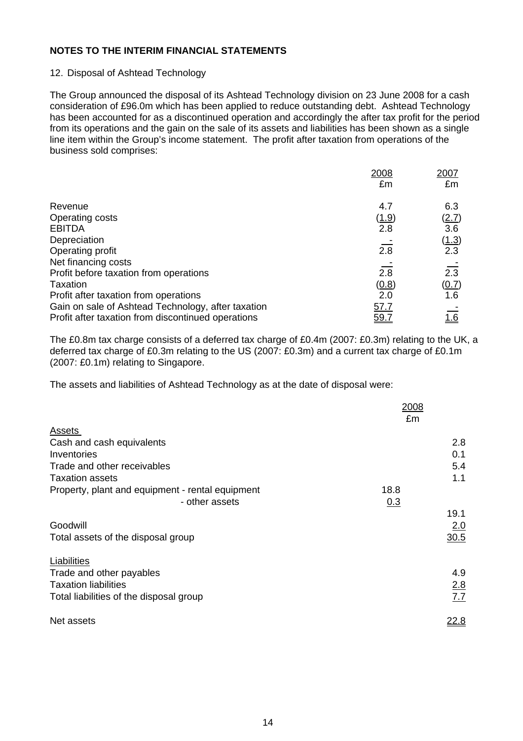**NOTES TO THE INTERIM FINANCIAL STATEMENTS**

12. Disposal of Ashtead Technology

The Group announced the disposal of its Ashtead Technology division on 23 June 2008 for a cash consideration of £96.0m which has been applied to reduce outstanding debt. Ashtead Technology has been accounted for as a discontinued operation and accordingly the after tax profit for the period from its operations and the gain on the sale of its assets and liabilities has been shown as a single line item within the Group's income statement. The profit after taxation from operations of the business sold comprises:

| | 2008<br>£m | 2007<br>£m |
|---|---|---|
| Revenue | 4.7 | 6.3 |
| Operating costs | (1.9) | (2.7) |
| EBITDA | 2.8 | 3.6 |
| Depreciation | - | (1.3) |
| Operating profit | 2.8 | 2.3 |
| Net financing costs | - | - |
| Profit before taxation from operations | 2.8 | 2.3 |
| Taxation | (0.8) | (0.7) |
| Profit after taxation from operations | 2.0 | 1.6 |
| Gain on sale of Ashtead Technology, after taxation | 57.7 | - |
| Profit after taxation from discontinued operations | 59.7 | 1.6 |

The £0.8m tax charge consists of a deferred tax charge of £0.4m (2007: £0.3m) relating to the UK, a deferred tax charge of £0.3m relating to the US (2007: £0.3m) and a current tax charge of £0.1m (2007: £0.1m) relating to Singapore.

The assets and liabilities of Ashtead Technology as at the date of disposal were:

| | 2008<br>£m | |
|---|---|---|
| **Assets** | | |
| Cash and cash equivalents | | 2.8 |
| Inventories | | 0.1 |
| Trade and other receivables | | 5.4 |
| Taxation assets | | 1.1 |
| Property, plant and equipment - rental equipment | 18.8 | |
| - other assets | 0.3 | |
| | | 19.1 |
| Goodwill | | 2.0 |
| Total assets of the disposal group | | 30.5 |
| | | |
| **Liabilities** | | |
| Trade and other payables | | 4.9 |
| Taxation liabilities | | 2.8 |
| Total liabilities of the disposal group | | 7.7 |
| | | |
| Net assets | | 22.8 |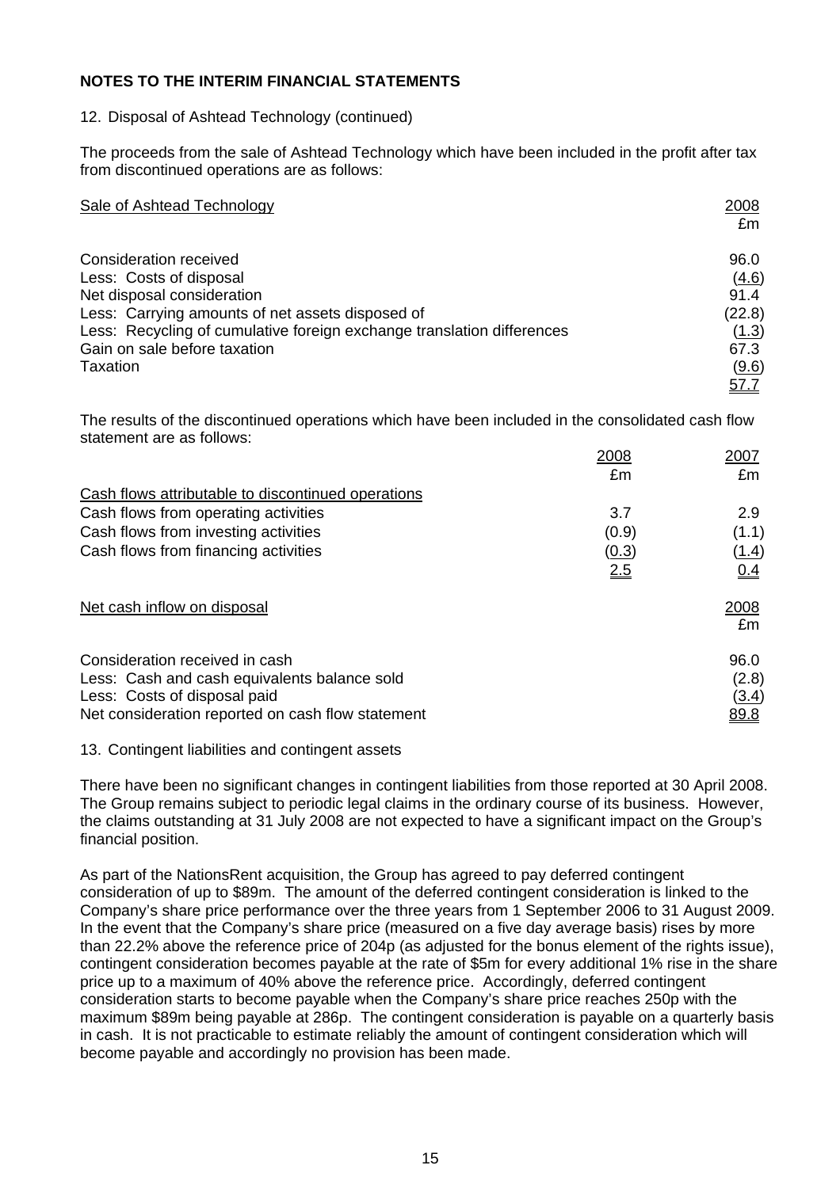## NOTES TO THE INTERIM FINANCIAL STATEMENTS

12. Disposal of Ashtead Technology (continued)

The proceeds from the sale of Ashtead Technology which have been included in the profit after tax from discontinued operations are as follows:

| Sale of Ashtead Technology | 2008 £m |
|---|---|
| Consideration received | 96.0 |
| Less: Costs of disposal | (4.6) |
| Net disposal consideration | 91.4 |
| Less: Carrying amounts of net assets disposed of | (22.8) |
| Less: Recycling of cumulative foreign exchange translation differences | (1.3) |
| Gain on sale before taxation | 67.3 |
| Taxation | (9.6) |
| | 57.7 |

The results of the discontinued operations which have been included in the consolidated cash flow statement are as follows:

| | 2008 £m | 2007 £m |
|---|---|---|
| Cash flows attributable to discontinued operations | | |
| Cash flows from operating activities | 3.7 | 2.9 |
| Cash flows from investing activities | (0.9) | (1.1) |
| Cash flows from financing activities | (0.3) | (1.4) |
| | 2.5 | 0.4 |

| Net cash inflow on disposal | 2008 £m |
|---|---|
| Consideration received in cash | 96.0 |
| Less: Cash and cash equivalents balance sold | (2.8) |
| Less: Costs of disposal paid | (3.4) |
| Net consideration reported on cash flow statement | 89.8 |

13. Contingent liabilities and contingent assets

There have been no significant changes in contingent liabilities from those reported at 30 April 2008. The Group remains subject to periodic legal claims in the ordinary course of its business. However, the claims outstanding at 31 July 2008 are not expected to have a significant impact on the Group's financial position.

As part of the NationsRent acquisition, the Group has agreed to pay deferred contingent consideration of up to \$89m. The amount of the deferred contingent consideration is linked to the Company's share price performance over the three years from 1 September 2006 to 31 August 2009. In the event that the Company's share price (measured on a five day average basis) rises by more than 22.2% above the reference price of 204p (as adjusted for the bonus element of the rights issue), contingent consideration becomes payable at the rate of \$5m for every additional 1% rise in the share price up to a maximum of 40% above the reference price. Accordingly, deferred contingent consideration starts to become payable when the Company's share price reaches 250p with the maximum \$89m being payable at 286p. The contingent consideration is payable on a quarterly basis in cash. It is not practicable to estimate reliably the amount of contingent consideration which will become payable and accordingly no provision has been made.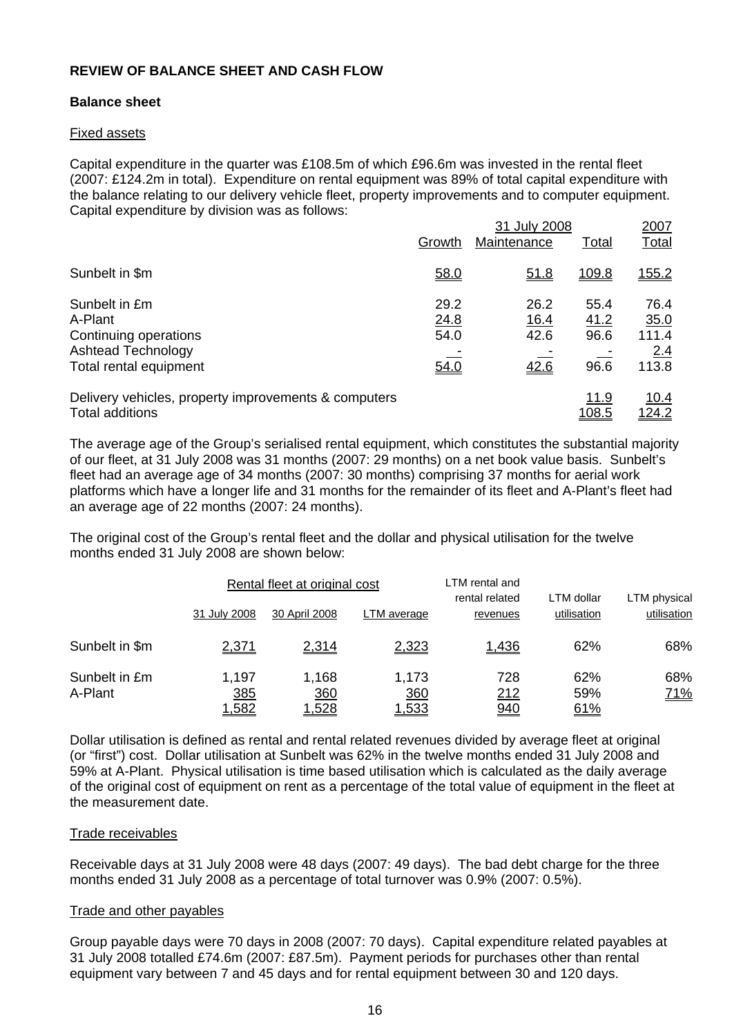**REVIEW OF BALANCE SHEET AND CASH FLOW**

**Balance sheet**

Fixed assets

Capital expenditure in the quarter was £108.5m of which £96.6m was invested in the rental fleet (2007: £124.2m in total). Expenditure on rental equipment was 89% of total capital expenditure with the balance relating to our delivery vehicle fleet, property improvements and to computer equipment. Capital expenditure by division was as follows:

| | 31 July 2008 | | | 2007 |
|---|---|---|---|---|
| | Growth | Maintenance | Total | Total |
| Sunbelt in $m | 58.0 | 51.8 | 109.8 | 155.2 |
| Sunbelt in £m | 29.2 | 26.2 | 55.4 | 76.4 |
| A-Plant | 24.8 | 16.4 | 41.2 | 35.0 |
| Continuing operations | 54.0 | 42.6 | 96.6 | 111.4 |
| Ashtead Technology | - | - | - | 2.4 |
| Total rental equipment | 54.0 | 42.6 | 96.6 | 113.8 |
| Delivery vehicles, property improvements & computers | | | 11.9 | 10.4 |
| Total additions | | | 108.5 | 124.2 |

The average age of the Group's serialised rental equipment, which constitutes the substantial majority of our fleet, at 31 July 2008 was 31 months (2007: 29 months) on a net book value basis. Sunbelt's fleet had an average age of 34 months (2007: 30 months) comprising 37 months for aerial work platforms which have a longer life and 31 months for the remainder of its fleet and A-Plant's fleet had an average age of 22 months (2007: 24 months).

The original cost of the Group's rental fleet and the dollar and physical utilisation for the twelve months ended 31 July 2008 are shown below:

| | Rental fleet at original cost | | | LTM rental and rental related revenues | LTM dollar utilisation | LTM physical utilisation |
|---|---|---|---|---|---|---|
| | 31 July 2008 | 30 April 2008 | LTM average | | | |
| Sunbelt in $m | 2,371 | 2,314 | 2,323 | 1,436 | 62% | 68% |
| Sunbelt in £m | 1,197 | 1,168 | 1,173 | 728 | 62% | 68% |
| A-Plant | 385 | 360 | 360 | 212 | 59% | 71% |
| | 1,582 | 1,528 | 1,533 | 940 | 61% | |

Dollar utilisation is defined as rental and rental related revenues divided by average fleet at original (or "first") cost. Dollar utilisation at Sunbelt was 62% in the twelve months ended 31 July 2008 and 59% at A-Plant. Physical utilisation is time based utilisation which is calculated as the daily average of the original cost of equipment on rent as a percentage of the total value of equipment in the fleet at the measurement date.

Trade receivables

Receivable days at 31 July 2008 were 48 days (2007: 49 days). The bad debt charge for the three months ended 31 July 2008 as a percentage of total turnover was 0.9% (2007: 0.5%).

Trade and other payables

Group payable days were 70 days in 2008 (2007: 70 days). Capital expenditure related payables at 31 July 2008 totalled £74.6m (2007: £87.5m). Payment periods for purchases other than rental equipment vary between 7 and 45 days and for rental equipment between 30 and 120 days.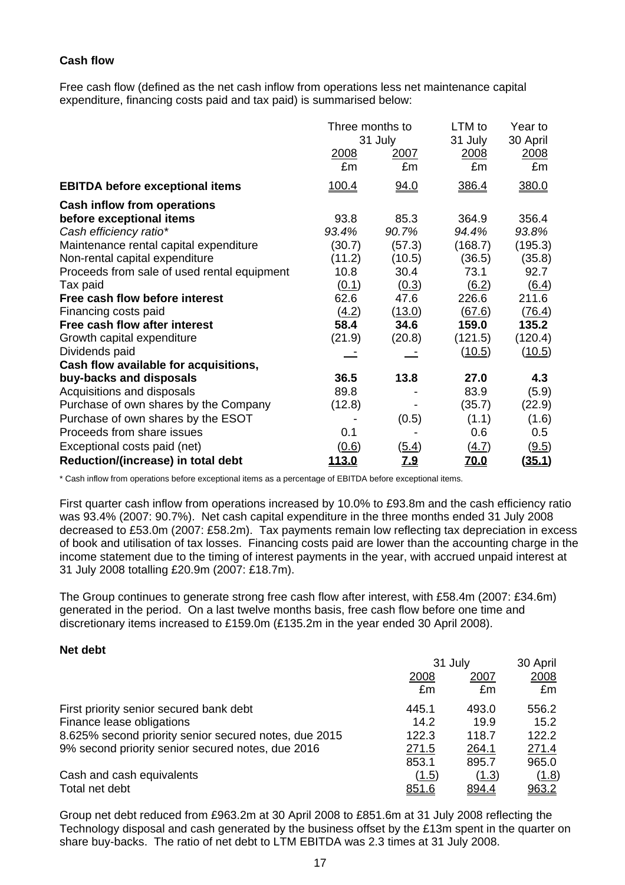## Cash flow

Free cash flow (defined as the net cash inflow from operations less net maintenance capital expenditure, financing costs paid and tax paid) is summarised below:

| | Three months to 31 July | | LTM to 31 July | Year to 30 April |
|---|---|---|---|---|
| | 2008 | 2007 | 2008 | 2008 |
| | £m | £m | £m | £m |
| **EBITDA before exceptional items** | 100.4 | 94.0 | 386.4 | 380.0 |
| **Cash inflow from operations before exceptional items** | 93.8 | 85.3 | 364.9 | 356.4 |
| *Cash efficiency ratio** | *93.4%* | *90.7%* | *94.4%* | *93.8%* |
| Maintenance rental capital expenditure | (30.7) | (57.3) | (168.7) | (195.3) |
| Non-rental capital expenditure | (11.2) | (10.5) | (36.5) | (35.8) |
| Proceeds from sale of used rental equipment | 10.8 | 30.4 | 73.1 | 92.7 |
| Tax paid | (0.1) | (0.3) | (6.2) | (6.4) |
| **Free cash flow before interest** | 62.6 | 47.6 | 226.6 | 211.6 |
| Financing costs paid | (4.2) | (13.0) | (67.6) | (76.4) |
| **Free cash flow after interest** | **58.4** | **34.6** | **159.0** | **135.2** |
| Growth capital expenditure | (21.9) | (20.8) | (121.5) | (120.4) |
| Dividends paid | - | - | (10.5) | (10.5) |
| **Cash flow available for acquisitions, buy-backs and disposals** | **36.5** | **13.8** | **27.0** | **4.3** |
| Acquisitions and disposals | 89.8 | - | 83.9 | (5.9) |
| Purchase of own shares by the Company | (12.8) | - | (35.7) | (22.9) |
| Purchase of own shares by the ESOT | - | (0.5) | (1.1) | (1.6) |
| Proceeds from share issues | 0.1 | - | 0.6 | 0.5 |
| Exceptional costs paid (net) | (0.6) | (5.4) | (4.7) | (9.5) |
| **Reduction/(increase) in total debt** | **113.0** | **7.9** | **70.0** | **(35.1)** |

\* Cash inflow from operations before exceptional items as a percentage of EBITDA before exceptional items.

First quarter cash inflow from operations increased by 10.0% to £93.8m and the cash efficiency ratio was 93.4% (2007: 90.7%). Net cash capital expenditure in the three months ended 31 July 2008 decreased to £53.0m (2007: £58.2m). Tax payments remain low reflecting tax depreciation in excess of book and utilisation of tax losses. Financing costs paid are lower than the accounting charge in the income statement due to the timing of interest payments in the year, with accrued unpaid interest at 31 July 2008 totalling £20.9m (2007: £18.7m).

The Group continues to generate strong free cash flow after interest, with £58.4m (2007: £34.6m) generated in the period. On a last twelve months basis, free cash flow before one time and discretionary items increased to £159.0m (£135.2m in the year ended 30 April 2008).

## Net debt

| | 31 July | | 30 April |
|---|---|---|---|
| | 2008 | 2007 | 2008 |
| | £m | £m | £m |
| First priority senior secured bank debt | 445.1 | 493.0 | 556.2 |
| Finance lease obligations | 14.2 | 19.9 | 15.2 |
| 8.625% second priority senior secured notes, due 2015 | 122.3 | 118.7 | 122.2 |
| 9% second priority senior secured notes, due 2016 | 271.5 | 264.1 | 271.4 |
| | 853.1 | 895.7 | 965.0 |
| Cash and cash equivalents | (1.5) | (1.3) | (1.8) |
| Total net debt | 851.6 | 894.4 | 963.2 |

Group net debt reduced from £963.2m at 30 April 2008 to £851.6m at 31 July 2008 reflecting the Technology disposal and cash generated by the business offset by the £13m spent in the quarter on share buy-backs. The ratio of net debt to LTM EBITDA was 2.3 times at 31 July 2008.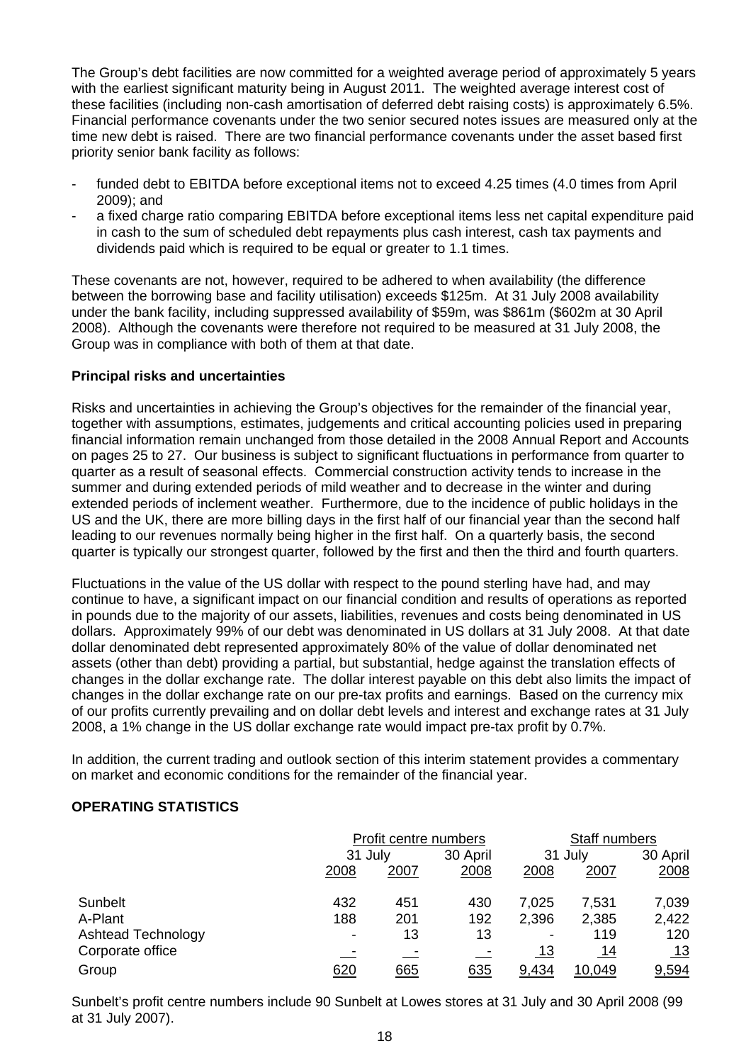The Group's debt facilities are now committed for a weighted average period of approximately 5 years with the earliest significant maturity being in August 2011. The weighted average interest cost of these facilities (including non-cash amortisation of deferred debt raising costs) is approximately 6.5%. Financial performance covenants under the two senior secured notes issues are measured only at the time new debt is raised. There are two financial performance covenants under the asset based first priority senior bank facility as follows:

- funded debt to EBITDA before exceptional items not to exceed 4.25 times (4.0 times from April 2009); and
- a fixed charge ratio comparing EBITDA before exceptional items less net capital expenditure paid in cash to the sum of scheduled debt repayments plus cash interest, cash tax payments and dividends paid which is required to be equal or greater to 1.1 times.

These covenants are not, however, required to be adhered to when availability (the difference between the borrowing base and facility utilisation) exceeds $125m. At 31 July 2008 availability under the bank facility, including suppressed availability of $59m, was $861m ($602m at 30 April 2008). Although the covenants were therefore not required to be measured at 31 July 2008, the Group was in compliance with both of them at that date.

**Principal risks and uncertainties**

Risks and uncertainties in achieving the Group's objectives for the remainder of the financial year, together with assumptions, estimates, judgements and critical accounting policies used in preparing financial information remain unchanged from those detailed in the 2008 Annual Report and Accounts on pages 25 to 27. Our business is subject to significant fluctuations in performance from quarter to quarter as a result of seasonal effects. Commercial construction activity tends to increase in the summer and during extended periods of mild weather and to decrease in the winter and during extended periods of inclement weather. Furthermore, due to the incidence of public holidays in the US and the UK, there are more billing days in the first half of our financial year than the second half leading to our revenues normally being higher in the first half. On a quarterly basis, the second quarter is typically our strongest quarter, followed by the first and then the third and fourth quarters.

Fluctuations in the value of the US dollar with respect to the pound sterling have had, and may continue to have, a significant impact on our financial condition and results of operations as reported in pounds due to the majority of our assets, liabilities, revenues and costs being denominated in US dollars. Approximately 99% of our debt was denominated in US dollars at 31 July 2008. At that date dollar denominated debt represented approximately 80% of the value of dollar denominated net assets (other than debt) providing a partial, but substantial, hedge against the translation effects of changes in the dollar exchange rate. The dollar interest payable on this debt also limits the impact of changes in the dollar exchange rate on our pre-tax profits and earnings. Based on the currency mix of our profits currently prevailing and on dollar debt levels and interest and exchange rates at 31 July 2008, a 1% change in the US dollar exchange rate would impact pre-tax profit by 0.7%.

In addition, the current trading and outlook section of this interim statement provides a commentary on market and economic conditions for the remainder of the financial year.

**OPERATING STATISTICS**

| | Profit centre numbers | | | Staff numbers | | |
|---|---|---|---|---|---|---|
| | 31 July | | 30 April | 31 July | | 30 April |
| | 2008 | 2007 | 2008 | 2008 | 2007 | 2008 |
| Sunbelt | 432 | 451 | 430 | 7,025 | 7,531 | 7,039 |
| A-Plant | 188 | 201 | 192 | 2,396 | 2,385 | 2,422 |
| Ashtead Technology | - | 13 | 13 | - | 119 | 120 |
| Corporate office | - | - | - | 13 | 14 | 13 |
| Group | 620 | 665 | 635 | 9,434 | 10,049 | 9,594 |

Sunbelt's profit centre numbers include 90 Sunbelt at Lowes stores at 31 July and 30 April 2008 (99 at 31 July 2007).